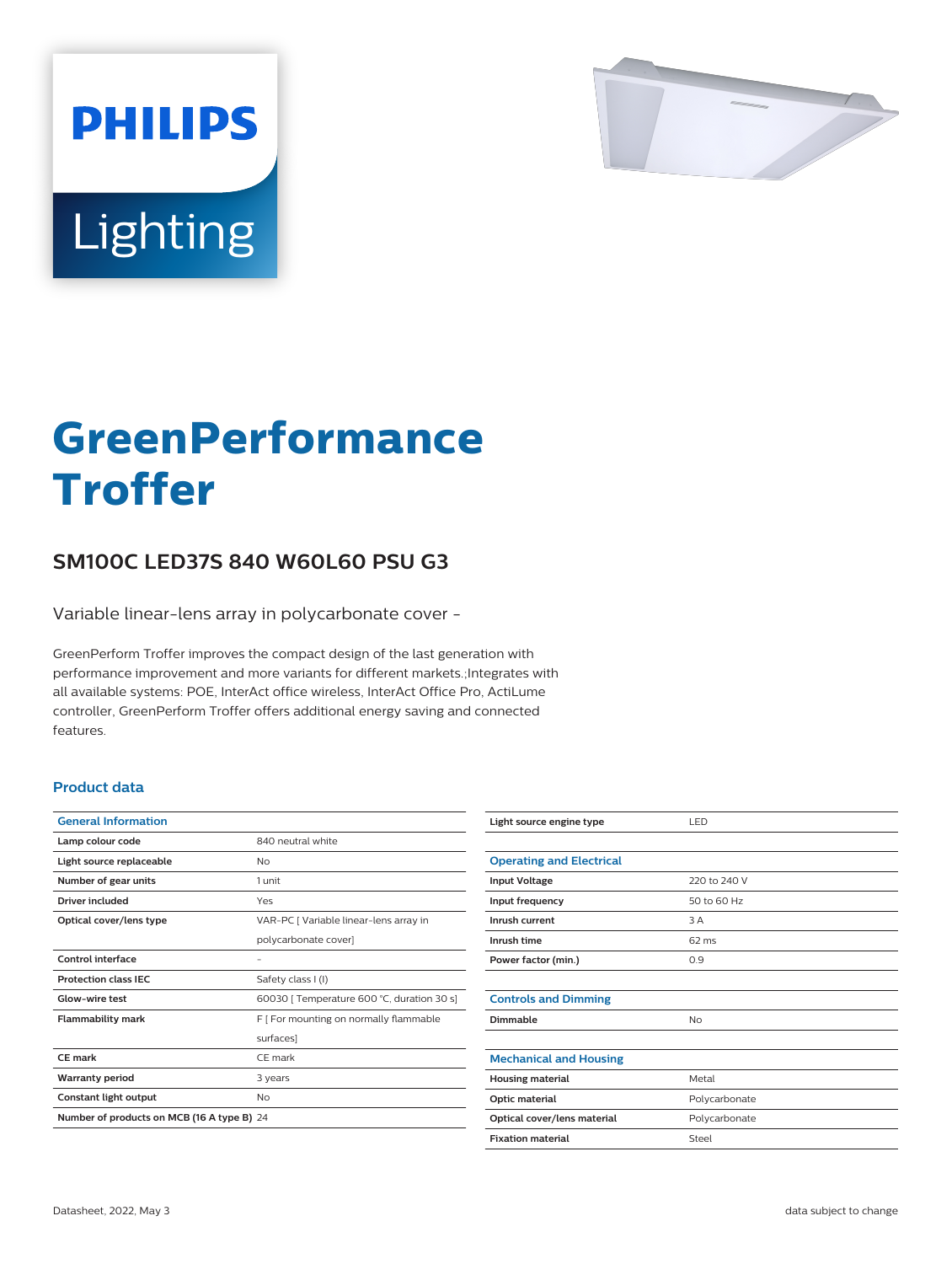PHILIPS

Lighting

# GreenPerformance Troffer

## SM100C LED37S 840 W60L60 PSU G3

Variable linear-lens array in polycarbonate cover -

GreenPerform Troffer improves the compact design of the last generation with performance improvement and more variants for different markets.;Integrates with all available systems: POE, InterAct office wireless, InterAct Office Pro, ActiLume controller, GreenPerform Troffer offers additional energy saving and connected features.

### Product data

| General Information | |
|---|---|
| Lamp colour code | 840 neutral white |
| Light source replaceable | No |
| Number of gear units | 1 unit |
| Driver included | Yes |
| Optical cover/lens type | VAR-PC [ Variable linear-lens array in polycarbonate cover] |
| Control interface | - |
| Protection class IEC | Safety class I (I) |
| Glow-wire test | 60030 [ Temperature 600 °C, duration 30 s] |
| Flammability mark | F [ For mounting on normally flammable surfaces] |
| CE mark | CE mark |
| Warranty period | 3 years |
| Constant light output | No |
| Number of products on MCB (16 A type B) | 24 |
| Light source engine type | LED |

| Operating and Electrical | |
|---|---|
| Input Voltage | 220 to 240 V |
| Input frequency | 50 to 60 Hz |
| Inrush current | 3 A |
| Inrush time | 62 ms |
| Power factor (min.) | 0.9 |

| Controls and Dimming | |
|---|---|
| Dimmable | No |

| Mechanical and Housing | |
|---|---|
| Housing material | Metal |
| Optic material | Polycarbonate |
| Optical cover/lens material | Polycarbonate |
| Fixation material | Steel |

Datasheet, 2022, May 3

data subject to change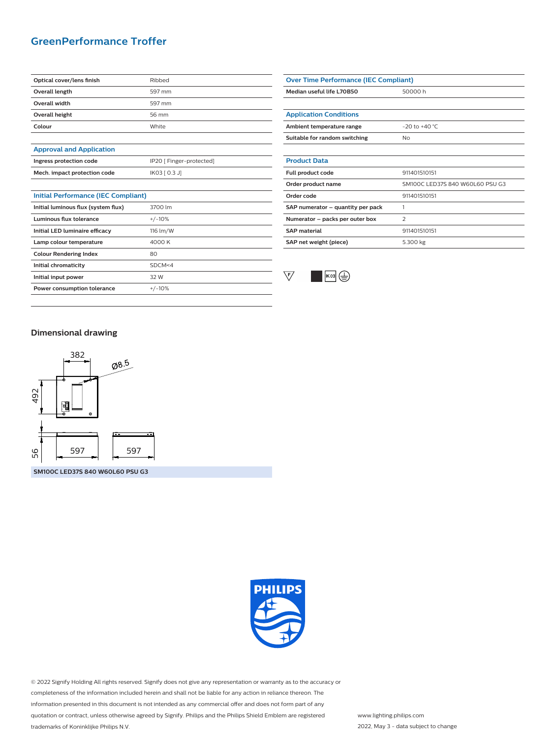## GreenPerformance Troffer

| | |
|---|---|
| Optical cover/lens finish | Ribbed |
| Overall length | 597 mm |
| Overall width | 597 mm |
| Overall height | 56 mm |
| Colour | White |

### Approval and Application

| | |
|---|---|
| Ingress protection code | IP20 [ Finger-protected] |
| Mech. impact protection code | IK03 [ 0.3 J] |

### Initial Performance (IEC Compliant)

| | |
|---|---|
| Initial luminous flux (system flux) | 3700 lm |
| Luminous flux tolerance | +/-10% |
| Initial LED luminaire efficacy | 116 lm/W |
| Lamp colour temperature | 4000 K |
| Colour Rendering Index | 80 |
| Initial chromaticity | SDCM<4 |
| Initial input power | 32 W |
| Power consumption tolerance | +/-10% |

### Over Time Performance (IEC Compliant)

| | |
|---|---|
| Median useful life L70B50 | 50000 h |

### Application Conditions

| | |
|---|---|
| Ambient temperature range | -20 to +40 °C |
| Suitable for random switching | No |

### Product Data

| | |
|---|---|
| Full product code | 911401510151 |
| Order product name | SM100C LED37S 840 W60L60 PSU G3 |
| Order code | 911401510151 |
| SAP numerator – quantity per pack | 1 |
| Numerator – packs per outer box | 2 |
| SAP material | 911401510151 |
| SAP net weight (piece) | 5.300 kg |

### Dimensional drawing

382

Ø8.5

492

56

597

597

SM100C LED37S 840 W60L60 PSU G3

© 2022 Signify Holding All rights reserved. Signify does not give any representation or warranty as to the accuracy or completeness of the information included herein and shall not be liable for any action in reliance thereon. The information presented in this document is not intended as any commercial offer and does not form part of any quotation or contract, unless otherwise agreed by Signify. Philips and the Philips Shield Emblem are registered trademarks of Koninklijke Philips N.V.

www.lighting.philips.com

2022, May 3 - data subject to change